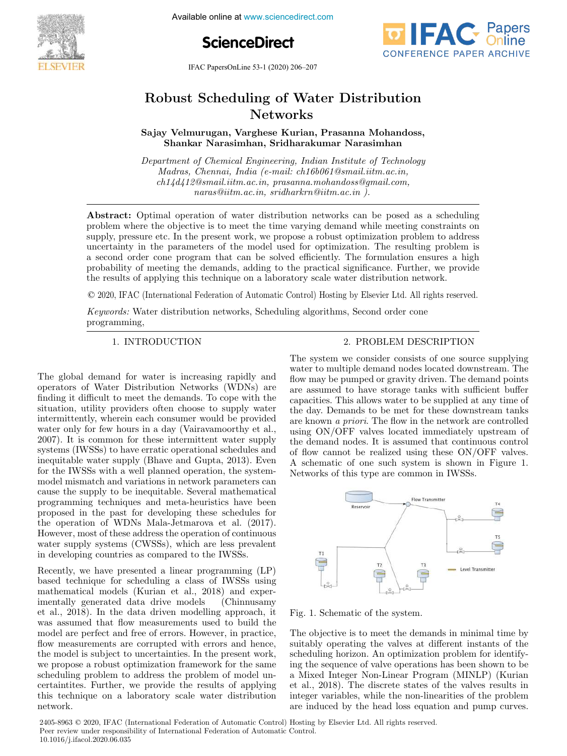# Robust Scheduling of Water Distribution Networks

**Sajay Velmurugan, Varghese Kurian, Prasanna Mohandoss, Shankar Narasimhan, Sridharakumar Narasimhan**

*Department of Chemical Engineering, Indian Institute of Technology Madras, Chennai, India (e-mail: ch16b061@smail.iitm.ac.in, ch14d412@smail.iitm.ac.in, prasanna.mohandoss@gmail.com, naras@iitm.ac.in, sridharkrn@iitm.ac.in ).*

**Abstract:** Optimal operation of water distribution networks can be posed as a scheduling problem where the objective is to meet the time varying demand while meeting constraints on supply, pressure etc. In the present work, we propose a robust optimization problem to address uncertainty in the parameters of the model used for optimization. The resulting problem is a second order cone program that can be solved efficiently. The formulation ensures a high probability of meeting the demands, adding to the practical significance. Further, we provide the results of applying this technique on a laboratory scale water distribution network.

© 2020, IFAC (International Federation of Automatic Control) Hosting by Elsevier Ltd. All rights reserved.

*Keywords:* Water distribution networks, Scheduling algorithms, Second order cone programming,

## 1. INTRODUCTION

The global demand for water is increasing rapidly and operators of Water Distribution Networks (WDNs) are finding it difficult to meet the demands. To cope with the situation, utility providers often choose to supply water intermittently, wherein each consumer would be provided water only for few hours in a day (Vairavamoorthy et al., 2007). It is common for these intermittent water supply systems (IWSSs) to have erratic operational schedules and inequitable water supply (Bhave and Gupta, 2013). Even for the IWSSs with a well planned operation, the system-model mismatch and variations in network parameters can cause the supply to be inequitable. Several mathematical programming techniques and meta-heuristics have been proposed in the past for developing these schedules for the operation of WDNs Mala-Jetmarova et al. (2017). However, most of these address the operation of continuous water supply systems (CWSSs), which are less prevalent in developing countries as compared to the IWSSs.

Recently, we have presented a linear programming (LP) based technique for scheduling a class of IWSSs using mathematical models (Kurian et al., 2018) and experimentally generated data drive models (Chinnusamy et al., 2018). In the data driven modelling approach, it was assumed that flow measurements used to build the model are perfect and free of errors. However, in practice, flow measurements are corrupted with errors and hence, the model is subject to uncertainties. In the present work, we propose a robust optimization framework for the same scheduling problem to address the problem of model uncertaintites. Further, we provide the results of applying this technique on a laboratory scale water distribution network.

## 2. PROBLEM DESCRIPTION

The system we consider consists of one source supplying water to multiple demand nodes located downstream. The flow may be pumped or gravity driven. The demand points are assumed to have storage tanks with sufficient buffer capacities. This allows water to be supplied at any time of the day. Demands to be met for these downstream tanks are known *a priori*. The flow in the network are controlled using ON/OFF valves located immediately upstream of the demand nodes. It is assumed that continuous control of flow cannot be realized using these ON/OFF valves. A schematic of one such system is shown in Figure 1. Networks of this type are common in IWSSs.

Fig. 1. Schematic of the system.

The objective is to meet the demands in minimal time by suitably operating the valves at different instants of the scheduling horizon. An optimization problem for identifying the sequence of valve operations has been shown to be a Mixed Integer Non-Linear Program (MINLP) (Kurian et al., 2018). The discrete states of the valves results in integer variables, while the non-linearities of the problem are induced by the head loss equation and pump curves.

2405-8963 © 2020, IFAC (International Federation of Automatic Control) Hosting by Elsevier Ltd. All rights reserved.
Peer review under responsibility of International Federation of Automatic Control.
10.1016/j.ifacol.2020.06.035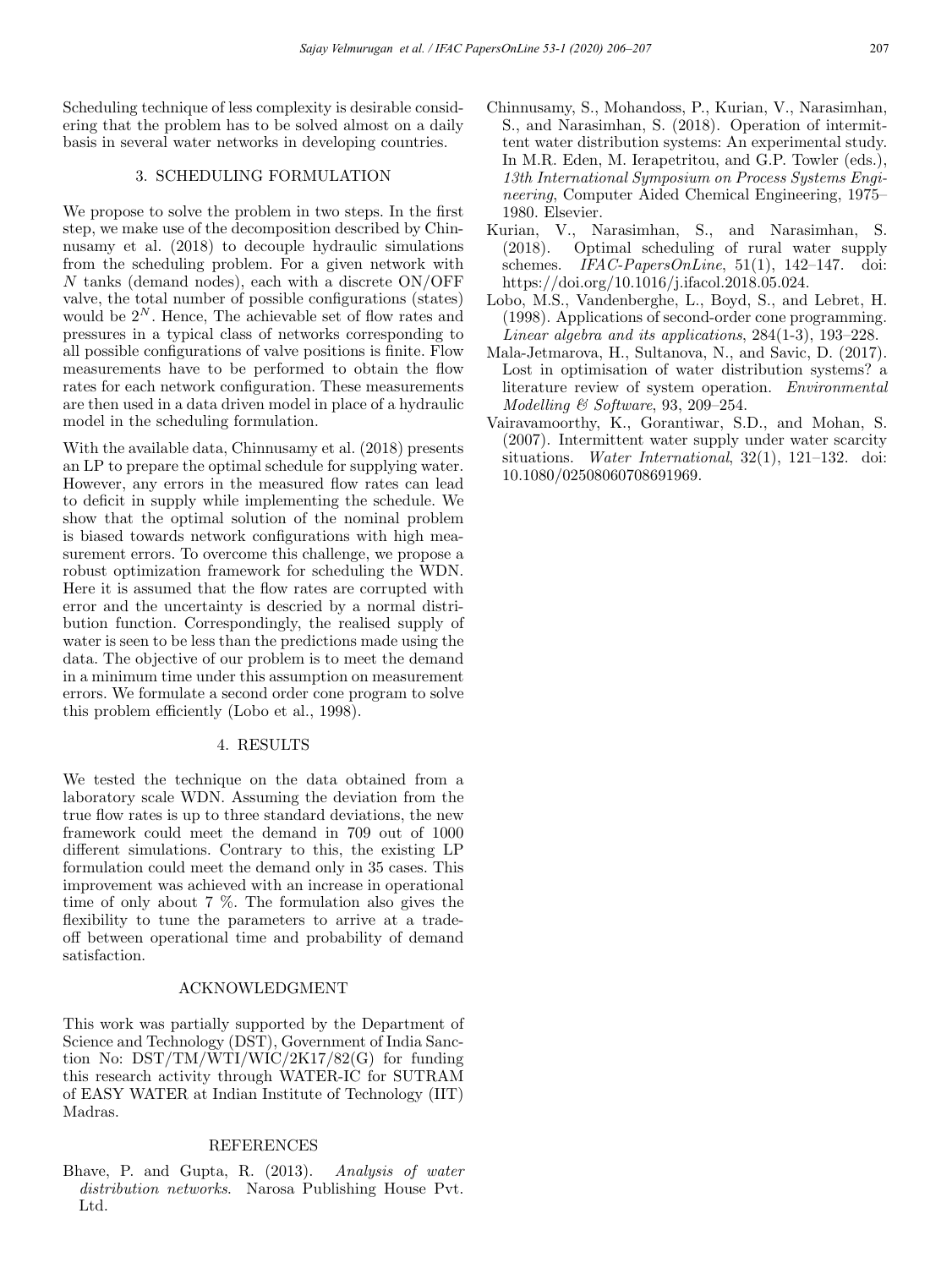Scheduling technique of less complexity is desirable considering that the problem has to be solved almost on a daily basis in several water networks in developing countries.

## 3. SCHEDULING FORMULATION

We propose to solve the problem in two steps. In the first step, we make use of the decomposition described by Chinnusamy et al. (2018) to decouple hydraulic simulations from the scheduling problem. For a given network with $N$ tanks (demand nodes), each with a discrete ON/OFF valve, the total number of possible configurations (states) would be $2^N$. Hence, The achievable set of flow rates and pressures in a typical class of networks corresponding to all possible configurations of valve positions is finite. Flow measurements have to be performed to obtain the flow rates for each network configuration. These measurements are then used in a data driven model in place of a hydraulic model in the scheduling formulation.

With the available data, Chinnusamy et al. (2018) presents an LP to prepare the optimal schedule for supplying water. However, any errors in the measured flow rates can lead to deficit in supply while implementing the schedule. We show that the optimal solution of the nominal problem is biased towards network configurations with high measurement errors. To overcome this challenge, we propose a robust optimization framework for scheduling the WDN. Here it is assumed that the flow rates are corrupted with error and the uncertainty is descried by a normal distribution function. Correspondingly, the realised supply of water is seen to be less than the predictions made using the data. The objective of our problem is to meet the demand in a minimum time under this assumption on measurement errors. We formulate a second order cone program to solve this problem efficiently (Lobo et al., 1998).

## 4. RESULTS

We tested the technique on the data obtained from a laboratory scale WDN. Assuming the deviation from the true flow rates is up to three standard deviations, the new framework could meet the demand in 709 out of 1000 different simulations. Contrary to this, the existing LP formulation could meet the demand only in 35 cases. This improvement was achieved with an increase in operational time of only about 7 %. The formulation also gives the flexibility to tune the parameters to arrive at a tradeoff between operational time and probability of demand satisfaction.

## ACKNOWLEDGMENT

This work was partially supported by the Department of Science and Technology (DST), Government of India Sanction No: DST/TM/WTI/WIC/2K17/82(G) for funding this research activity through WATER-IC for SUTRAM of EASY WATER at Indian Institute of Technology (IIT) Madras.

## REFERENCES

Bhave, P. and Gupta, R. (2013). *Analysis of water distribution networks*. Narosa Publishing House Pvt. Ltd.

Chinnusamy, S., Mohandoss, P., Kurian, V., Narasimhan, S., and Narasimhan, S. (2018). Operation of intermittent water distribution systems: An experimental study. In M.R. Eden, M. Ierapetritou, and G.P. Towler (eds.), *13th International Symposium on Process Systems Engineering*, Computer Aided Chemical Engineering, 1975–1980. Elsevier.

Kurian, V., Narasimhan, S., and Narasimhan, S. (2018). Optimal scheduling of rural water supply schemes. *IFAC-PapersOnLine*, 51(1), 142–147. doi: https://doi.org/10.1016/j.ifacol.2018.05.024.

Lobo, M.S., Vandenberghe, L., Boyd, S., and Lebret, H. (1998). Applications of second-order cone programming. *Linear algebra and its applications*, 284(1-3), 193–228.

Mala-Jetmarova, H., Sultanova, N., and Savic, D. (2017). Lost in optimisation of water distribution systems? a literature review of system operation. *Environmental Modelling & Software*, 93, 209–254.

Vairavamoorthy, K., Gorantiwar, S.D., and Mohan, S. (2007). Intermittent water supply under water scarcity situations. *Water International*, 32(1), 121–132. doi: 10.1080/02508060708691969.